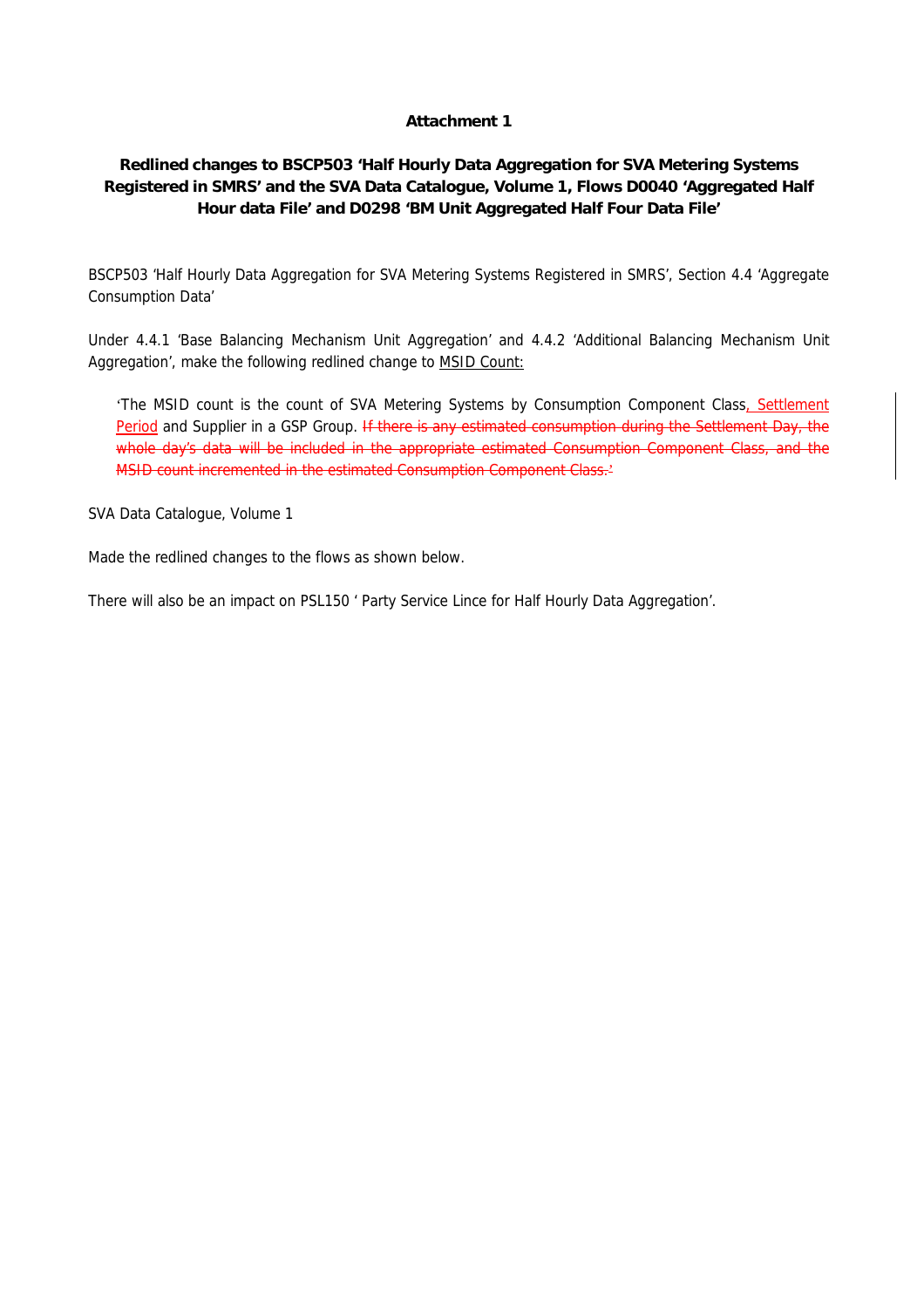**Attachment 1**

**Redlined changes to BSCP503 'Half Hourly Data Aggregation for SVA Metering Systems Registered in SMRS' and the SVA Data Catalogue, Volume 1, Flows D0040 'Aggregated Half Hour data File' and D0298 'BM Unit Aggregated Half Four Data File'**

BSCP503 'Half Hourly Data Aggregation for SVA Metering Systems Registered in SMRS', Section 4.4 'Aggregate Consumption Data'

Under 4.4.1 'Base Balancing Mechanism Unit Aggregation' and 4.4.2 'Additional Balancing Mechanism Unit Aggregation', make the following redlined change to MSID Count:

> 'The MSID count is the count of SVA Metering Systems by Consumption Component Class, Settlement Period and Supplier in a GSP Group. ~~If there is any estimated consumption during the Settlement Day, the whole day's data will be included in the appropriate estimated Consumption Component Class, and the MSID count incremented in the estimated Consumption Component Class.'~~

SVA Data Catalogue, Volume 1

Made the redlined changes to the flows as shown below.

There will also be an impact on PSL150 ' Party Service Lince for Half Hourly Data Aggregation'.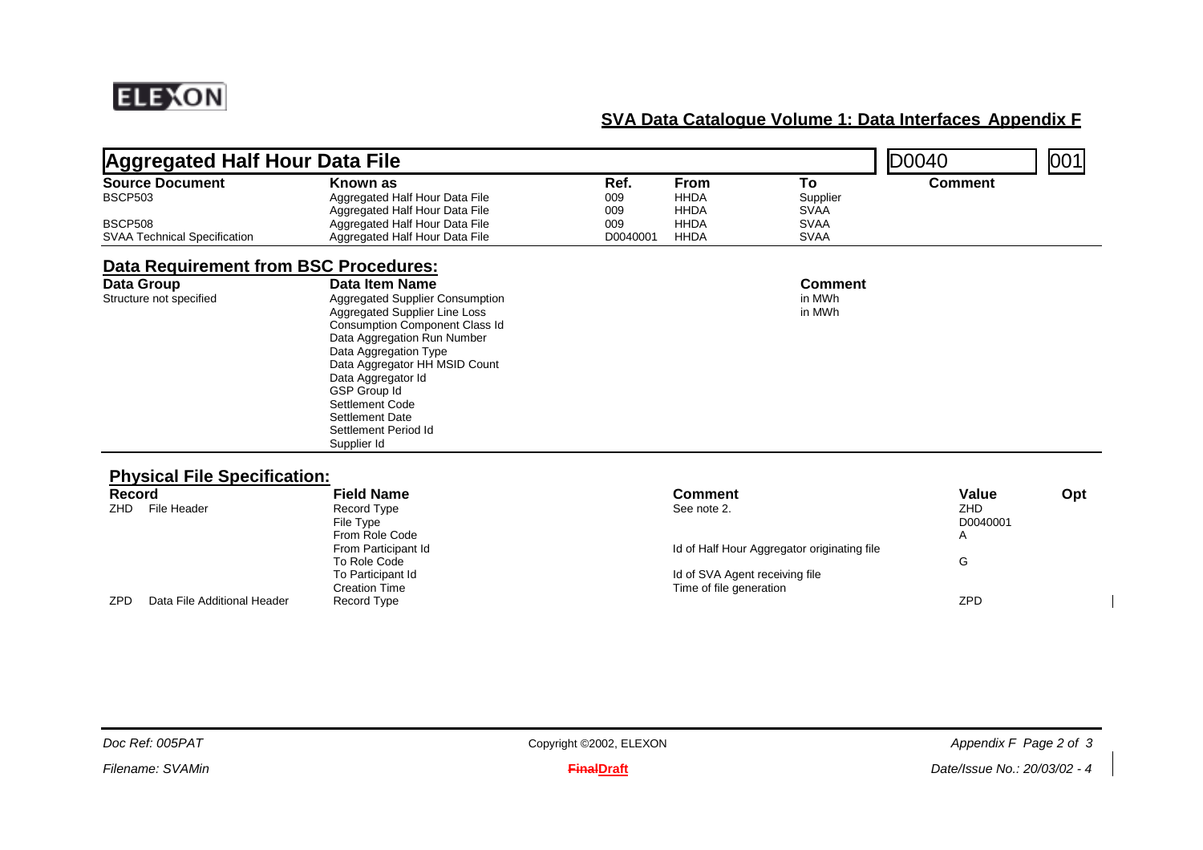## Aggregated Half Hour Data File

D0040 | 001

| Source Document | Known as | Ref. | From | To | Comment |
|---|---|---|---|---|---|
| BSCP503 | Aggregated Half Hour Data File | 009 | HHDA | Supplier | |
| | Aggregated Half Hour Data File | 009 | HHDA | SVAA | |
| BSCP508 | Aggregated Half Hour Data File | 009 | HHDA | SVAA | |
| SVAA Technical Specification | Aggregated Half Hour Data File | D0040001 | HHDA | SVAA | |

### Data Requirement from BSC Procedures:

| Data Group | Data Item Name | Comment |
|---|---|---|
| Structure not specified | Aggregated Supplier Consumption | in MWh |
| | Aggregated Supplier Line Loss | in MWh |
| | Consumption Component Class Id | |
| | Data Aggregation Run Number | |
| | Data Aggregation Type | |
| | Data Aggregator HH MSID Count | |
| | Data Aggregator Id | |
| | GSP Group Id | |
| | Settlement Code | |
| | Settlement Date | |
| | Settlement Period Id | |
| | Supplier Id | |

### Physical File Specification:

| Record | | Field Name | Comment | Value | Opt |
|---|---|---|---|---|---|
| ZHD | File Header | Record Type | See note 2. | ZHD | |
| | | File Type | | D0040001 | |
| | | From Role Code | | A | |
| | | From Participant Id | Id of Half Hour Aggregator originating file | | |
| | | To Role Code | | G | |
| | | To Participant Id | Id of SVA Agent receiving file | | |
| | | Creation Time | Time of file generation | | |
| ZPD | Data File Additional Header | Record Type | | ZPD | |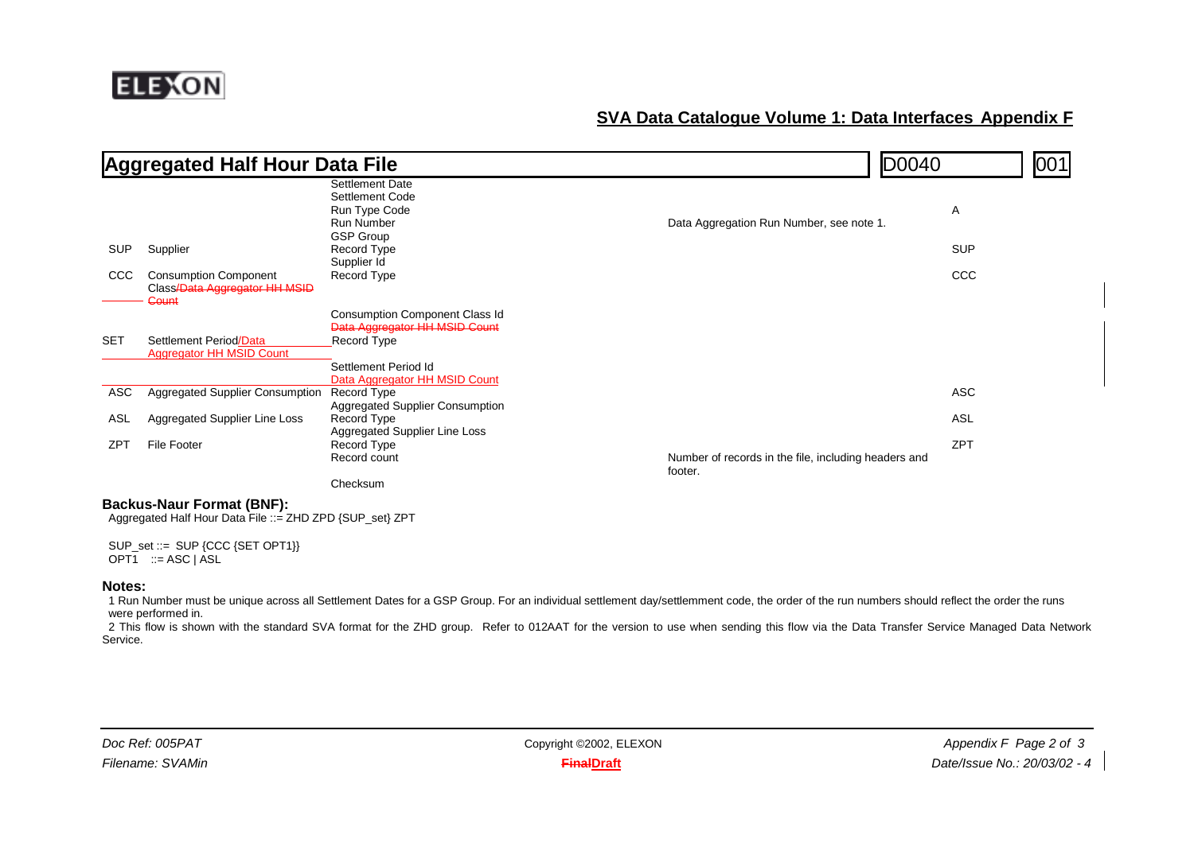## Aggregated Half Hour Data File — D0040 — 001

| | | | | |
|---|---|---|---|---|
| | | Settlement Date | | |
| | | Settlement Code | | |
| | | Run Type Code | | A |
| | | Run Number | Data Aggregation Run Number, see note 1. | |
| | | GSP Group | | |
| SUP | Supplier | Record Type | | SUP |
| | | Supplier Id | | |
| CCC | Consumption Component Class~~/Data Aggregator HH MSID Count~~ | Record Type | | CCC |
| | | Consumption Component Class Id | | |
| | | ~~Data Aggregator HH MSID Count~~ | | |
| SET | Settlement Period/Data Aggregator HH MSID Count | Record Type | | |
| | | Settlement Period Id | | |
| | | Data Aggregator HH MSID Count | | |
| ASC | Aggregated Supplier Consumption | Record Type | | ASC |
| | | Aggregated Supplier Consumption | | |
| ASL | Aggregated Supplier Line Loss | Record Type | | ASL |
| | | Aggregated Supplier Line Loss | | |
| ZPT | File Footer | Record Type | | ZPT |
| | | Record count | Number of records in the file, including headers and footer. | |
| | | Checksum | | |

**Backus-Naur Format (BNF):**

Aggregated Half Hour Data File ::= ZHD ZPD {SUP_set} ZPT

SUP_set ::= SUP {CCC {SET OPT1}}
OPT1 ::= ASC | ASL

**Notes:**

1 Run Number must be unique across all Settlement Dates for a GSP Group. For an individual settlement day/settlemment code, the order of the run numbers should reflect the order the runs were performed in.

2 This flow is shown with the standard SVA format for the ZHD group. Refer to 012AAT for the version to use when sending this flow via the Data Transfer Service Managed Data Network Service.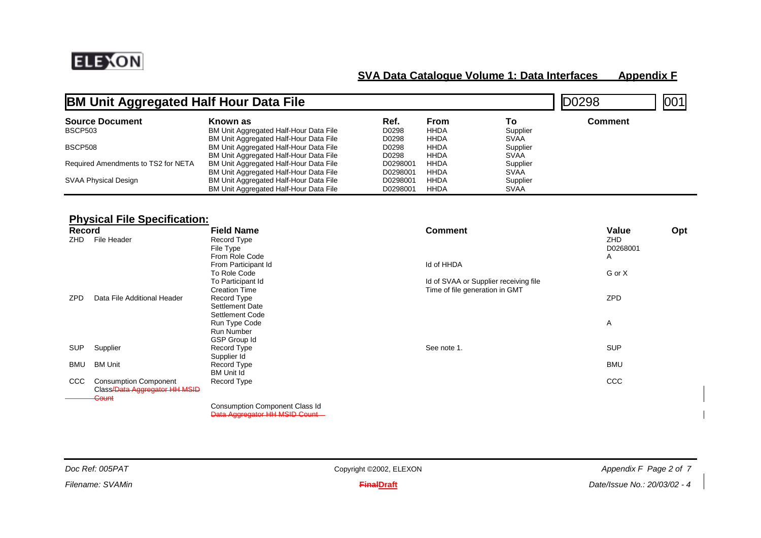## BM Unit Aggregated Half Hour Data File

D0298 | 001

| Source Document | Known as | Ref. | From | To | Comment |
|---|---|---|---|---|---|
| BSCP503 | BM Unit Aggregated Half-Hour Data File | D0298 | HHDA | Supplier | |
| | BM Unit Aggregated Half-Hour Data File | D0298 | HHDA | SVAA | |
| BSCP508 | BM Unit Aggregated Half-Hour Data File | D0298 | HHDA | Supplier | |
| | BM Unit Aggregated Half-Hour Data File | D0298 | HHDA | SVAA | |
| Required Amendments to TS2 for NETA | BM Unit Aggregated Half-Hour Data File | D0298001 | HHDA | Supplier | |
| | BM Unit Aggregated Half-Hour Data File | D0298001 | HHDA | SVAA | |
| SVAA Physical Design | BM Unit Aggregated Half-Hour Data File | D0298001 | HHDA | Supplier | |
| | BM Unit Aggregated Half-Hour Data File | D0298001 | HHDA | SVAA | |

### Physical File Specification:

| Record | | Field Name | Comment | Value | Opt |
|---|---|---|---|---|---|
| ZHD | File Header | Record Type | | ZHD | |
| | | File Type | | D0268001 | |
| | | From Role Code | | A | |
| | | From Participant Id | Id of HHDA | | |
| | | To Role Code | | G or X | |
| | | To Participant Id | Id of SVAA or Supplier receiving file | | |
| | | Creation Time | Time of file generation in GMT | | |
| ZPD | Data File Additional Header | Record Type | | ZPD | |
| | | Settlement Date | | | |
| | | Settlement Code | | | |
| | | Run Type Code | | A | |
| | | Run Number | | | |
| | | GSP Group Id | | | |
| SUP | Supplier | Record Type | See note 1. | SUP | |
| | | Supplier Id | | | |
| BMU | BM Unit | Record Type | | BMU | |
| | | BM Unit Id | | | |
| CCC | Consumption Component Class~~/Data Aggregator HH MSID Count~~ | Record Type | | CCC | |
| | | Consumption Component Class Id ~~Data Aggregator HH MSID Count~~ | | | |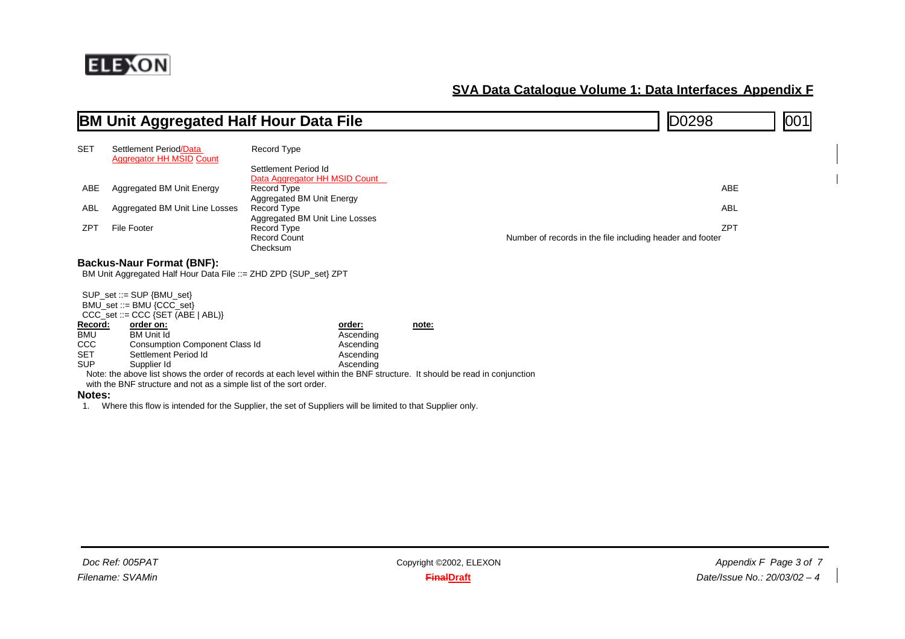## SVA Data Catalogue Volume 1: Data Interfaces Appendix F

## BM Unit Aggregated Half Hour Data File

D0298 001

| | | | |
|---|---|---|---|
| SET | Settlement Period/Data Aggregator HH MSID Count | Record Type | |
| | | Settlement Period Id | |
| | | Data Aggregator HH MSID Count | |
| ABE | Aggregated BM Unit Energy | Record Type | ABE |
| | | Aggregated BM Unit Energy | |
| ABL | Aggregated BM Unit Line Losses | Record Type | ABL |
| | | Aggregated BM Unit Line Losses | |
| ZPT | File Footer | Record Type | ZPT |
| | | Record Count | Number of records in the file including header and footer |
| | | Checksum | |

### Backus-Naur Format (BNF):

BM Unit Aggregated Half Hour Data File ::= ZHD ZPD {SUP_set} ZPT

SUP_set ::= SUP {BMU_set}
BMU_set ::= BMU {CCC_set}
CCC_set ::= CCC {SET (ABE | ABL)}

| Record: | order on: | order: | note: |
|---|---|---|---|
| BMU | BM Unit Id | Ascending | |
| CCC | Consumption Component Class Id | Ascending | |
| SET | Settlement Period Id | Ascending | |
| SUP | Supplier Id | Ascending | |

Note: the above list shows the order of records at each level within the BNF structure. It should be read in conjunction with the BNF structure and not as a simple list of the sort order.

### Notes:

1. Where this flow is intended for the Supplier, the set of Suppliers will be limited to that Supplier only.